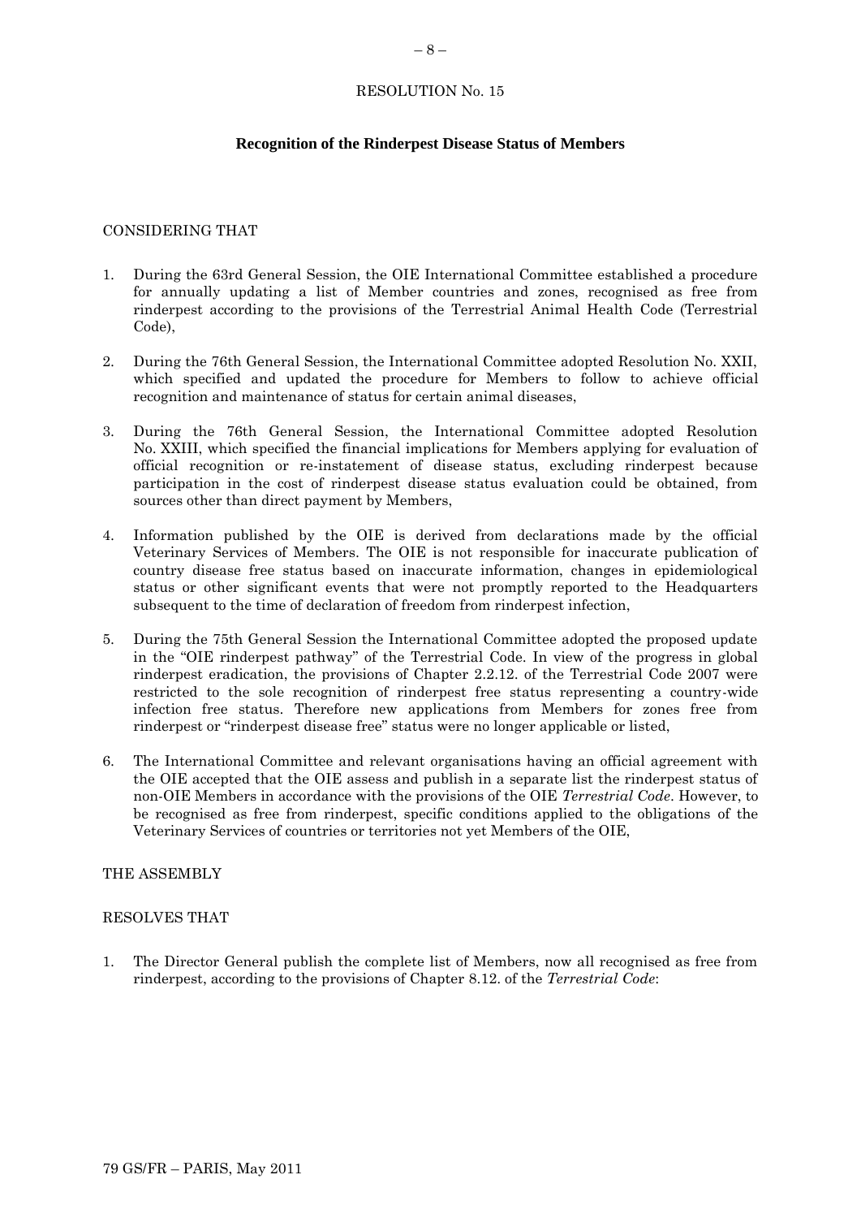RESOLUTION No. 15

**Recognition of the Rinderpest Disease Status of Members**

CONSIDERING THAT

1. During the 63rd General Session, the OIE International Committee established a procedure for annually updating a list of Member countries and zones, recognised as free from rinderpest according to the provisions of the Terrestrial Animal Health Code (Terrestrial Code),

2. During the 76th General Session, the International Committee adopted Resolution No. XXII, which specified and updated the procedure for Members to follow to achieve official recognition and maintenance of status for certain animal diseases,

3. During the 76th General Session, the International Committee adopted Resolution No. XXIII, which specified the financial implications for Members applying for evaluation of official recognition or re-instatement of disease status, excluding rinderpest because participation in the cost of rinderpest disease status evaluation could be obtained, from sources other than direct payment by Members,

4. Information published by the OIE is derived from declarations made by the official Veterinary Services of Members. The OIE is not responsible for inaccurate publication of country disease free status based on inaccurate information, changes in epidemiological status or other significant events that were not promptly reported to the Headquarters subsequent to the time of declaration of freedom from rinderpest infection,

5. During the 75th General Session the International Committee adopted the proposed update in the "OIE rinderpest pathway" of the Terrestrial Code. In view of the progress in global rinderpest eradication, the provisions of Chapter 2.2.12. of the Terrestrial Code 2007 were restricted to the sole recognition of rinderpest free status representing a country-wide infection free status. Therefore new applications from Members for zones free from rinderpest or "rinderpest disease free" status were no longer applicable or listed,

6. The International Committee and relevant organisations having an official agreement with the OIE accepted that the OIE assess and publish in a separate list the rinderpest status of non-OIE Members in accordance with the provisions of the OIE *Terrestrial Code*. However, to be recognised as free from rinderpest, specific conditions applied to the obligations of the Veterinary Services of countries or territories not yet Members of the OIE,

THE ASSEMBLY

RESOLVES THAT

1. The Director General publish the complete list of Members, now all recognised as free from rinderpest, according to the provisions of Chapter 8.12. of the *Terrestrial Code*: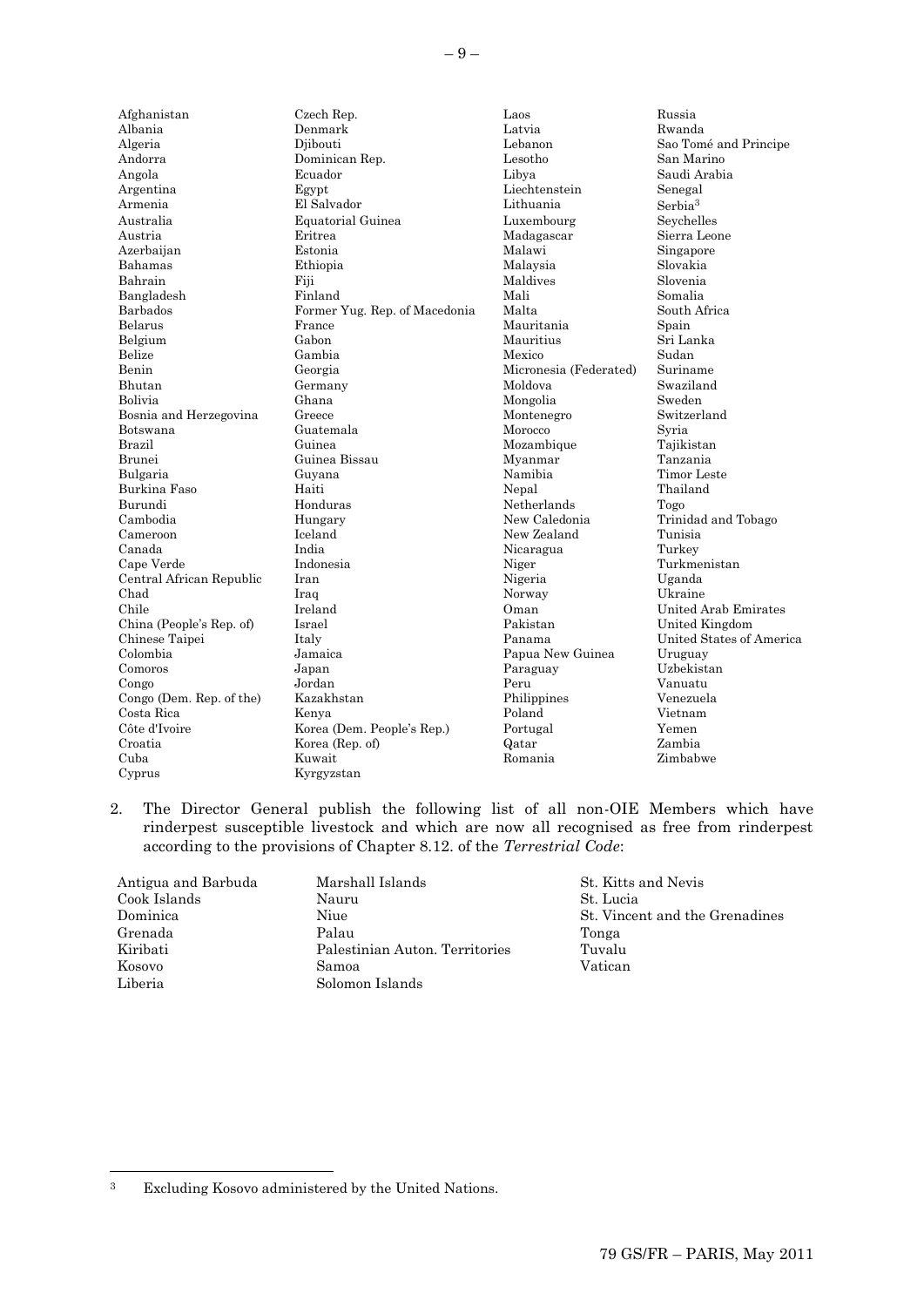Afghanistan
Albania
Algeria
Andorra
Angola
Argentina
Armenia
Australia
Austria
Azerbaijan
Bahamas
Bahrain
Bangladesh
Barbados
Belarus
Belgium
Belize
Benin
Bhutan
Bolivia
Bosnia and Herzegovina
Botswana
Brazil
Brunei
Bulgaria
Burkina Faso
Burundi
Cambodia
Cameroon
Canada
Cape Verde
Central African Republic
Chad
Chile
China (People's Rep. of)
Chinese Taipei
Colombia
Comoros
Congo
Congo (Dem. Rep. of the)
Costa Rica
Côte d'Ivoire
Croatia
Cuba
Cyprus
Czech Rep.
Denmark
Djibouti
Dominican Rep.
Ecuador
Egypt
El Salvador
Equatorial Guinea
Eritrea
Estonia
Ethiopia
Fiji
Finland
Former Yug. Rep. of Macedonia
France
Gabon
Gambia
Georgia
Germany
Ghana
Greece
Guatemala
Guinea
Guinea Bissau
Guyana
Haiti
Honduras
Hungary
Iceland
India
Indonesia
Iran
Iraq
Ireland
Israel
Italy
Jamaica
Japan
Jordan
Kazakhstan
Kenya
Korea (Dem. People's Rep.)
Korea (Rep. of)
Kuwait
Kyrgyzstan
Laos
Latvia
Lebanon
Lesotho
Libya
Liechtenstein
Lithuania
Luxembourg
Madagascar
Malawi
Malaysia
Maldives
Mali
Malta
Mauritania
Mauritius
Mexico
Micronesia (Federated)
Moldova
Mongolia
Montenegro
Morocco
Mozambique
Myanmar
Namibia
Nepal
Netherlands
New Caledonia
New Zealand
Nicaragua
Niger
Nigeria
Norway
Oman
Pakistan
Panama
Papua New Guinea
Paraguay
Peru
Philippines
Poland
Portugal
Qatar
Romania
Russia
Rwanda
Sao Tomé and Principe
San Marino
Saudi Arabia
Senegal
Serbia[3]
Seychelles
Sierra Leone
Singapore
Slovakia
Slovenia
Somalia
South Africa
Spain
Sri Lanka
Sudan
Suriname
Swaziland
Sweden
Switzerland
Syria
Tajikistan
Tanzania
Timor Leste
Thailand
Togo
Trinidad and Tobago
Tunisia
Turkey
Turkmenistan
Uganda
Ukraine
United Arab Emirates
United Kingdom
United States of America
Uruguay
Uzbekistan
Vanuatu
Venezuela
Vietnam
Yemen
Zambia
Zimbabwe

2. The Director General publish the following list of all non-OIE Members which have rinderpest susceptible livestock and which are now all recognised as free from rinderpest according to the provisions of Chapter 8.12. of the *Terrestrial Code*:

Antigua and Barbuda
Cook Islands
Dominica
Grenada
Kiribati
Kosovo
Liberia
Marshall Islands
Nauru
Niue
Palau
Palestinian Auton. Territories
Samoa
Solomon Islands
St. Kitts and Nevis
St. Lucia
St. Vincent and the Grenadines
Tonga
Tuvalu
Vatican

[3] Excluding Kosovo administered by the United Nations.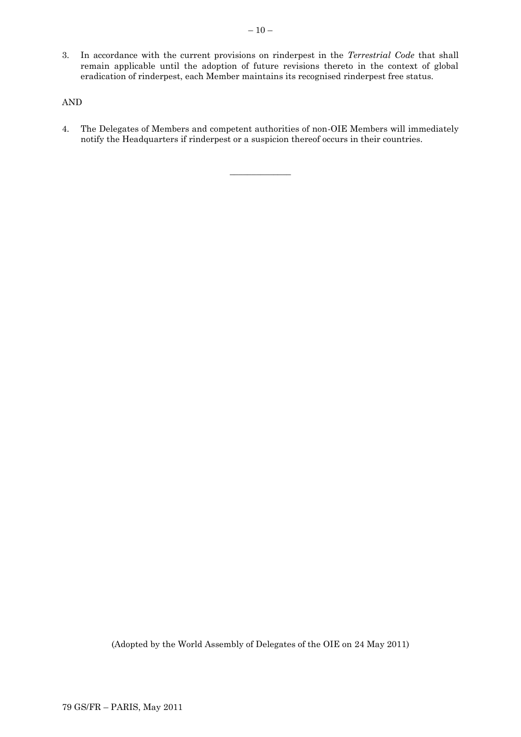3. In accordance with the current provisions on rinderpest in the *Terrestrial Code* that shall remain applicable until the adoption of future revisions thereto in the context of global eradication of rinderpest, each Member maintains its recognised rinderpest free status.

AND

4. The Delegates of Members and competent authorities of non-OIE Members will immediately notify the Headquarters if rinderpest or a suspicion thereof occurs in their countries.

---

(Adopted by the World Assembly of Delegates of the OIE on 24 May 2011)